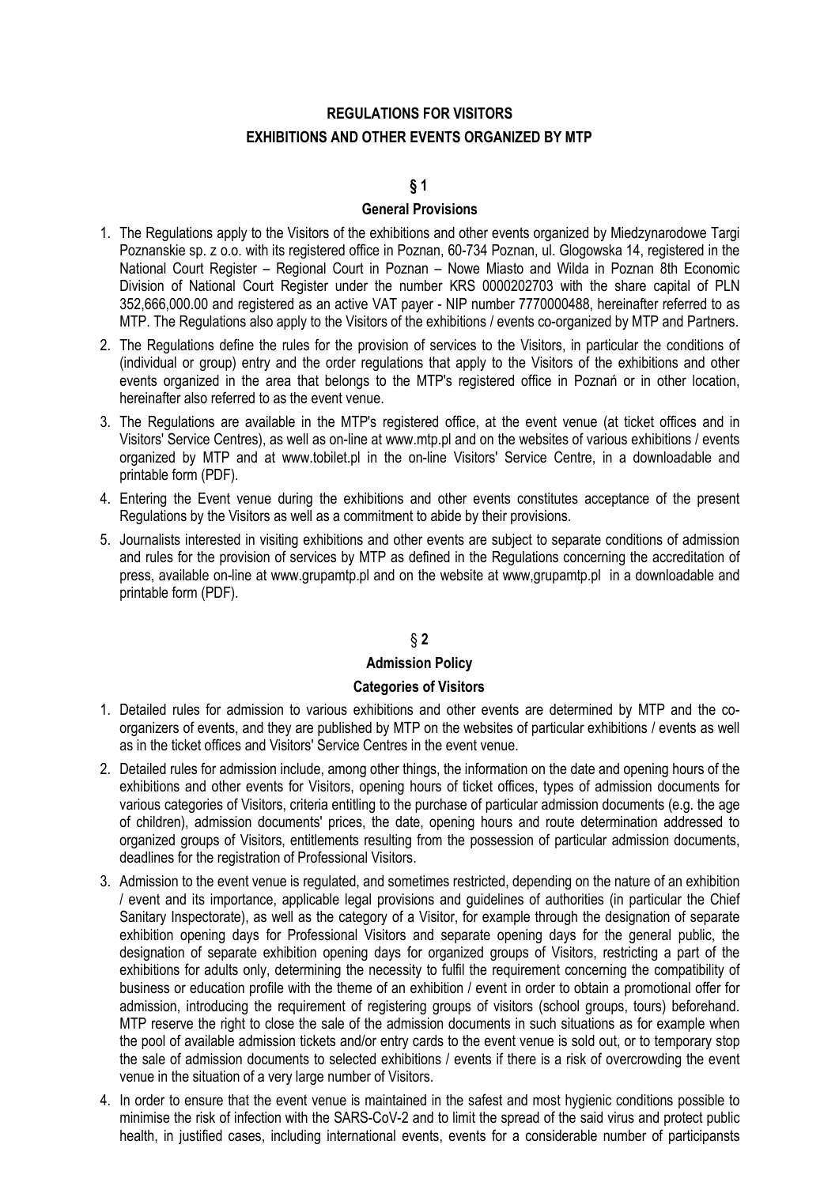# REGULATIONS FOR VISITORS

# EXHIBITIONS AND OTHER EVENTS ORGANIZED BY MTP

## § 1

### General Provisions

1. The Regulations apply to the Visitors of the exhibitions and other events organized by Miedzynarodowe Targi Poznanskie sp. z o.o. with its registered office in Poznan, 60-734 Poznan, ul. Glogowska 14, registered in the National Court Register – Regional Court in Poznan – Nowe Miasto and Wilda in Poznan 8th Economic Division of National Court Register under the number KRS 0000202703 with the share capital of PLN 352,666,000.00 and registered as an active VAT payer - NIP number 7770000488, hereinafter referred to as MTP. The Regulations also apply to the Visitors of the exhibitions / events co-organized by MTP and Partners.
2. The Regulations define the rules for the provision of services to the Visitors, in particular the conditions of (individual or group) entry and the order regulations that apply to the Visitors of the exhibitions and other events organized in the area that belongs to the MTP's registered office in Poznań or in other location, hereinafter also referred to as the event venue.
3. The Regulations are available in the MTP's registered office, at the event venue (at ticket offices and in Visitors' Service Centres), as well as on-line at www.mtp.pl and on the websites of various exhibitions / events organized by MTP and at www.tobilet.pl in the on-line Visitors' Service Centre, in a downloadable and printable form (PDF).
4. Entering the Event venue during the exhibitions and other events constitutes acceptance of the present Regulations by the Visitors as well as a commitment to abide by their provisions.
5. Journalists interested in visiting exhibitions and other events are subject to separate conditions of admission and rules for the provision of services by MTP as defined in the Regulations concerning the accreditation of press, available on-line at www.grupamtp.pl and on the website at www,grupamtp.pl in a downloadable and printable form (PDF).

## § 2

### Admission Policy

### Categories of Visitors

1. Detailed rules for admission to various exhibitions and other events are determined by MTP and the co-organizers of events, and they are published by MTP on the websites of particular exhibitions / events as well as in the ticket offices and Visitors' Service Centres in the event venue.
2. Detailed rules for admission include, among other things, the information on the date and opening hours of the exhibitions and other events for Visitors, opening hours of ticket offices, types of admission documents for various categories of Visitors, criteria entitling to the purchase of particular admission documents (e.g. the age of children), admission documents' prices, the date, opening hours and route determination addressed to organized groups of Visitors, entitlements resulting from the possession of particular admission documents, deadlines for the registration of Professional Visitors.
3. Admission to the event venue is regulated, and sometimes restricted, depending on the nature of an exhibition / event and its importance, applicable legal provisions and guidelines of authorities (in particular the Chief Sanitary Inspectorate), as well as the category of a Visitor, for example through the designation of separate exhibition opening days for Professional Visitors and separate opening days for the general public, the designation of separate exhibition opening days for organized groups of Visitors, restricting a part of the exhibitions for adults only, determining the necessity to fulfil the requirement concerning the compatibility of business or education profile with the theme of an exhibition / event in order to obtain a promotional offer for admission, introducing the requirement of registering groups of visitors (school groups, tours) beforehand. MTP reserve the right to close the sale of the admission documents in such situations as for example when the pool of available admission tickets and/or entry cards to the event venue is sold out, or to temporary stop the sale of admission documents to selected exhibitions / events if there is a risk of overcrowding the event venue in the situation of a very large number of Visitors.
4. In order to ensure that the event venue is maintained in the safest and most hygienic conditions possible to minimise the risk of infection with the SARS-CoV-2 and to limit the spread of the said virus and protect public health, in justified cases, including international events, events for a considerable number of participansts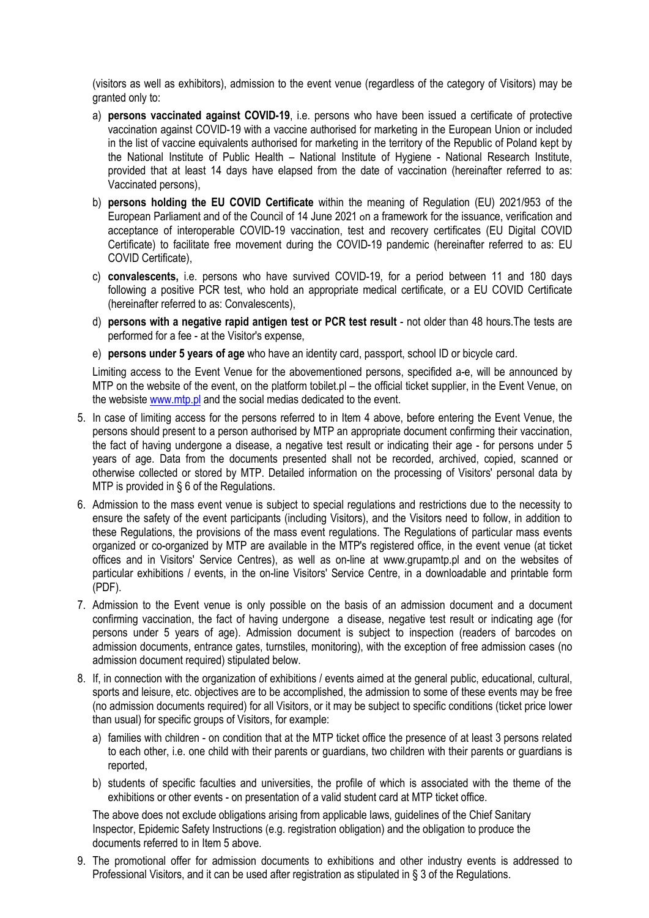(visitors as well as exhibitors), admission to the event venue (regardless of the category of Visitors) may be granted only to:

a) **persons vaccinated against COVID-19**, i.e. persons who have been issued a certificate of protective vaccination against COVID-19 with a vaccine authorised for marketing in the European Union or included in the list of vaccine equivalents authorised for marketing in the territory of the Republic of Poland kept by the National Institute of Public Health – National Institute of Hygiene - National Research Institute, provided that at least 14 days have elapsed from the date of vaccination (hereinafter referred to as: Vaccinated persons),

b) **persons holding the EU COVID Certificate** within the meaning of Regulation (EU) 2021/953 of the European Parliament and of the Council of 14 June 2021 on a framework for the issuance, verification and acceptance of interoperable COVID-19 vaccination, test and recovery certificates (EU Digital COVID Certificate) to facilitate free movement during the COVID-19 pandemic (hereinafter referred to as: EU COVID Certificate),

c) **convalescents,** i.e. persons who have survived COVID-19, for a period between 11 and 180 days following a positive PCR test, who hold an appropriate medical certificate, or a EU COVID Certificate (hereinafter referred to as: Convalescents),

d) **persons with a negative rapid antigen test or PCR test result** - not older than 48 hours.The tests are performed for a fee - at the Visitor's expense,

e) **persons under 5 years of age** who have an identity card, passport, school ID or bicycle card.

Limiting access to the Event Venue for the abovementioned persons, specifided a-e, will be announced by MTP on the website of the event, on the platform tobilet.pl – the official ticket supplier, in the Event Venue, on the websiste www.mtp.pl and the social medias dedicated to the event.

5. In case of limiting access for the persons referred to in Item 4 above, before entering the Event Venue, the persons should present to a person authorised by MTP an appropriate document confirming their vaccination, the fact of having undergone a disease, a negative test result or indicating their age - for persons under 5 years of age. Data from the documents presented shall not be recorded, archived, copied, scanned or otherwise collected or stored by MTP. Detailed information on the processing of Visitors' personal data by MTP is provided in § 6 of the Regulations.

6. Admission to the mass event venue is subject to special regulations and restrictions due to the necessity to ensure the safety of the event participants (including Visitors), and the Visitors need to follow, in addition to these Regulations, the provisions of the mass event regulations. The Regulations of particular mass events organized or co-organized by MTP are available in the MTP's registered office, in the event venue (at ticket offices and in Visitors' Service Centres), as well as on-line at www.grupamtp.pl and on the websites of particular exhibitions / events, in the on-line Visitors' Service Centre, in a downloadable and printable form (PDF).

7. Admission to the Event venue is only possible on the basis of an admission document and a document confirming vaccination, the fact of having undergone a disease, negative test result or indicating age (for persons under 5 years of age). Admission document is subject to inspection (readers of barcodes on admission documents, entrance gates, turnstiles, monitoring), with the exception of free admission cases (no admission document required) stipulated below.

8. If, in connection with the organization of exhibitions / events aimed at the general public, educational, cultural, sports and leisure, etc. objectives are to be accomplished, the admission to some of these events may be free (no admission documents required) for all Visitors, or it may be subject to specific conditions (ticket price lower than usual) for specific groups of Visitors, for example:

   a) families with children - on condition that at the MTP ticket office the presence of at least 3 persons related to each other, i.e. one child with their parents or guardians, two children with their parents or guardians is reported,

   b) students of specific faculties and universities, the profile of which is associated with the theme of the exhibitions or other events - on presentation of a valid student card at MTP ticket office.

   The above does not exclude obligations arising from applicable laws, guidelines of the Chief Sanitary Inspector, Epidemic Safety Instructions (e.g. registration obligation) and the obligation to produce the documents referred to in Item 5 above.

9. The promotional offer for admission documents to exhibitions and other industry events is addressed to Professional Visitors, and it can be used after registration as stipulated in § 3 of the Regulations.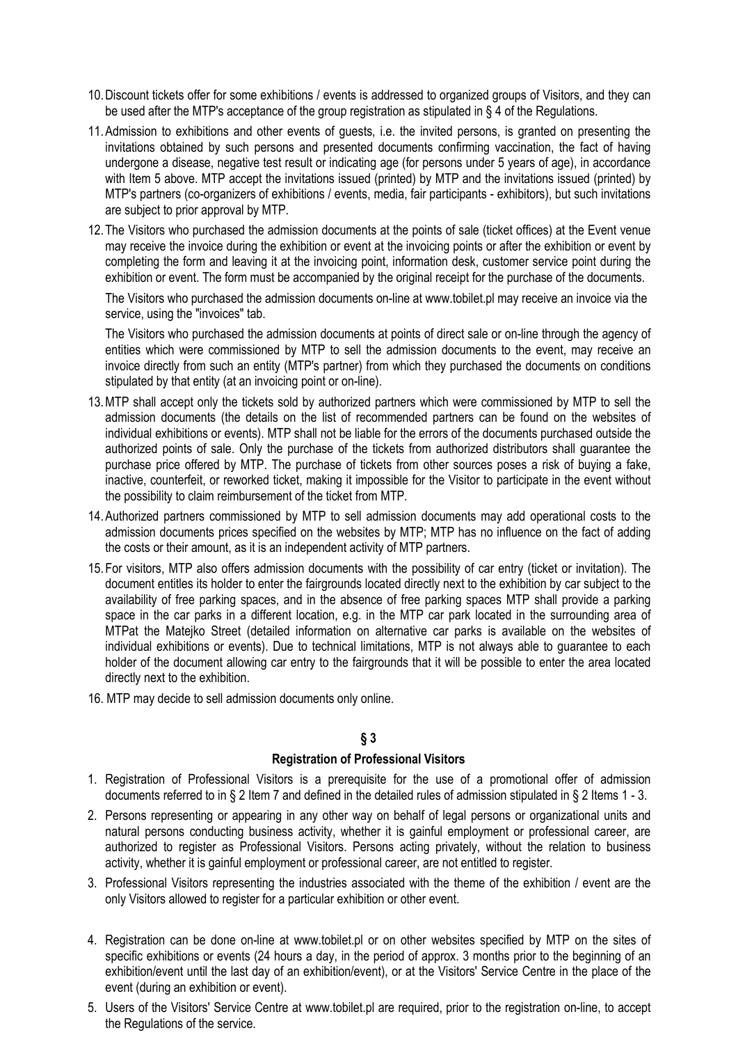10. Discount tickets offer for some exhibitions / events is addressed to organized groups of Visitors, and they can be used after the MTP's acceptance of the group registration as stipulated in § 4 of the Regulations.
11. Admission to exhibitions and other events of guests, i.e. the invited persons, is granted on presenting the invitations obtained by such persons and presented documents confirming vaccination, the fact of having undergone a disease, negative test result or indicating age (for persons under 5 years of age), in accordance with Item 5 above. MTP accept the invitations issued (printed) by MTP and the invitations issued (printed) by MTP's partners (co-organizers of exhibitions / events, media, fair participants - exhibitors), but such invitations are subject to prior approval by MTP.
12. The Visitors who purchased the admission documents at the points of sale (ticket offices) at the Event venue may receive the invoice during the exhibition or event at the invoicing points or after the exhibition or event by completing the form and leaving it at the invoicing point, information desk, customer service point during the exhibition or event. The form must be accompanied by the original receipt for the purchase of the documents.

    The Visitors who purchased the admission documents on-line at www.tobilet.pl may receive an invoice via the service, using the "invoices" tab.

    The Visitors who purchased the admission documents at points of direct sale or on-line through the agency of entities which were commissioned by MTP to sell the admission documents to the event, may receive an invoice directly from such an entity (MTP's partner) from which they purchased the documents on conditions stipulated by that entity (at an invoicing point or on-line).
13. MTP shall accept only the tickets sold by authorized partners which were commissioned by MTP to sell the admission documents (the details on the list of recommended partners can be found on the websites of individual exhibitions or events). MTP shall not be liable for the errors of the documents purchased outside the authorized points of sale. Only the purchase of the tickets from authorized distributors shall guarantee the purchase price offered by MTP. The purchase of tickets from other sources poses a risk of buying a fake, inactive, counterfeit, or reworked ticket, making it impossible for the Visitor to participate in the event without the possibility to claim reimbursement of the ticket from MTP.
14. Authorized partners commissioned by MTP to sell admission documents may add operational costs to the admission documents prices specified on the websites by MTP; MTP has no influence on the fact of adding the costs or their amount, as it is an independent activity of MTP partners.
15. For visitors, MTP also offers admission documents with the possibility of car entry (ticket or invitation). The document entitles its holder to enter the fairgrounds located directly next to the exhibition by car subject to the availability of free parking spaces, and in the absence of free parking spaces MTP shall provide a parking space in the car parks in a different location, e.g. in the MTP car park located in the surrounding area of MTPat the Matejko Street (detailed information on alternative car parks is available on the websites of individual exhibitions or events). Due to technical limitations, MTP is not always able to guarantee to each holder of the document allowing car entry to the fairgrounds that it will be possible to enter the area located directly next to the exhibition.
16. MTP may decide to sell admission documents only online.

## § 3

### Registration of Professional Visitors

1. Registration of Professional Visitors is a prerequisite for the use of a promotional offer of admission documents referred to in § 2 Item 7 and defined in the detailed rules of admission stipulated in § 2 Items 1 - 3.
2. Persons representing or appearing in any other way on behalf of legal persons or organizational units and natural persons conducting business activity, whether it is gainful employment or professional career, are authorized to register as Professional Visitors. Persons acting privately, without the relation to business activity, whether it is gainful employment or professional career, are not entitled to register.
3. Professional Visitors representing the industries associated with the theme of the exhibition / event are the only Visitors allowed to register for a particular exhibition or other event.
4. Registration can be done on-line at www.tobilet.pl or on other websites specified by MTP on the sites of specific exhibitions or events (24 hours a day, in the period of approx. 3 months prior to the beginning of an exhibition/event until the last day of an exhibition/event), or at the Visitors' Service Centre in the place of the event (during an exhibition or event).
5. Users of the Visitors' Service Centre at www.tobilet.pl are required, prior to the registration on-line, to accept the Regulations of the service.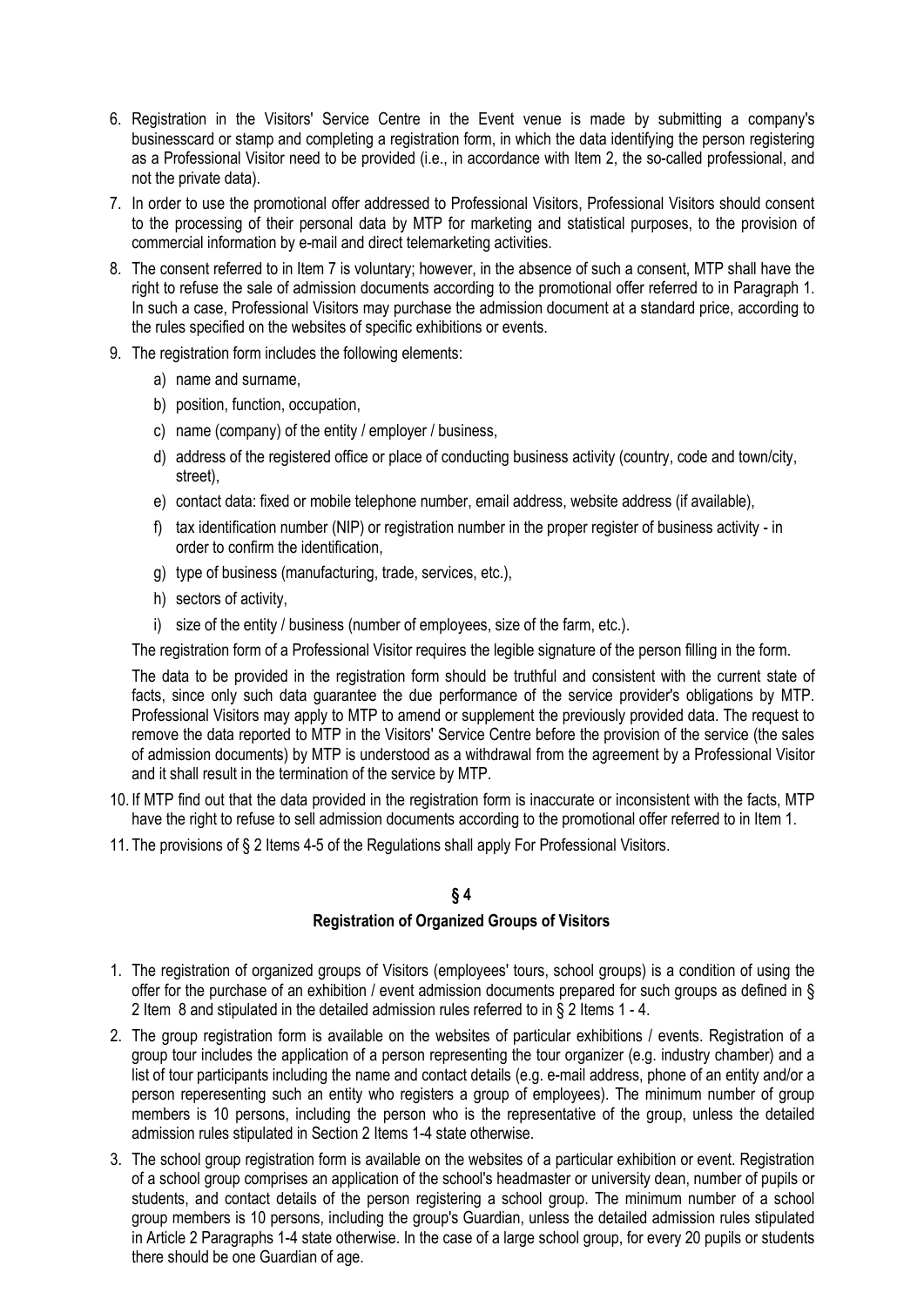6. Registration in the Visitors' Service Centre in the Event venue is made by submitting a company's businesscard or stamp and completing a registration form, in which the data identifying the person registering as a Professional Visitor need to be provided (i.e., in accordance with Item 2, the so-called professional, and not the private data).
7. In order to use the promotional offer addressed to Professional Visitors, Professional Visitors should consent to the processing of their personal data by MTP for marketing and statistical purposes, to the provision of commercial information by e-mail and direct telemarketing activities.
8. The consent referred to in Item 7 is voluntary; however, in the absence of such a consent, MTP shall have the right to refuse the sale of admission documents according to the promotional offer referred to in Paragraph 1. In such a case, Professional Visitors may purchase the admission document at a standard price, according to the rules specified on the websites of specific exhibitions or events.
9. The registration form includes the following elements:
   a) name and surname,
   b) position, function, occupation,
   c) name (company) of the entity / employer / business,
   d) address of the registered office or place of conducting business activity (country, code and town/city, street),
   e) contact data: fixed or mobile telephone number, email address, website address (if available),
   f) tax identification number (NIP) or registration number in the proper register of business activity - in order to confirm the identification,
   g) type of business (manufacturing, trade, services, etc.),
   h) sectors of activity,
   i) size of the entity / business (number of employees, size of the farm, etc.).

   The registration form of a Professional Visitor requires the legible signature of the person filling in the form.

   The data to be provided in the registration form should be truthful and consistent with the current state of facts, since only such data guarantee the due performance of the service provider's obligations by MTP. Professional Visitors may apply to MTP to amend or supplement the previously provided data. The request to remove the data reported to MTP in the Visitors' Service Centre before the provision of the service (the sales of admission documents) by MTP is understood as a withdrawal from the agreement by a Professional Visitor and it shall result in the termination of the service by MTP.
10. If MTP find out that the data provided in the registration form is inaccurate or inconsistent with the facts, MTP have the right to refuse to sell admission documents according to the promotional offer referred to in Item 1.
11. The provisions of § 2 Items 4-5 of the Regulations shall apply For Professional Visitors.

## § 4

## Registration of Organized Groups of Visitors

1. The registration of organized groups of Visitors (employees' tours, school groups) is a condition of using the offer for the purchase of an exhibition / event admission documents prepared for such groups as defined in § 2 Item 8 and stipulated in the detailed admission rules referred to in § 2 Items 1 - 4.
2. The group registration form is available on the websites of particular exhibitions / events. Registration of a group tour includes the application of a person representing the tour organizer (e.g. industry chamber) and a list of tour participants including the name and contact details (e.g. e-mail address, phone of an entity and/or a person reperesenting such an entity who registers a group of employees). The minimum number of group members is 10 persons, including the person who is the representative of the group, unless the detailed admission rules stipulated in Section 2 Items 1-4 state otherwise.
3. The school group registration form is available on the websites of a particular exhibition or event. Registration of a school group comprises an application of the school's headmaster or university dean, number of pupils or students, and contact details of the person registering a school group. The minimum number of a school group members is 10 persons, including the group's Guardian, unless the detailed admission rules stipulated in Article 2 Paragraphs 1-4 state otherwise. In the case of a large school group, for every 20 pupils or students there should be one Guardian of age.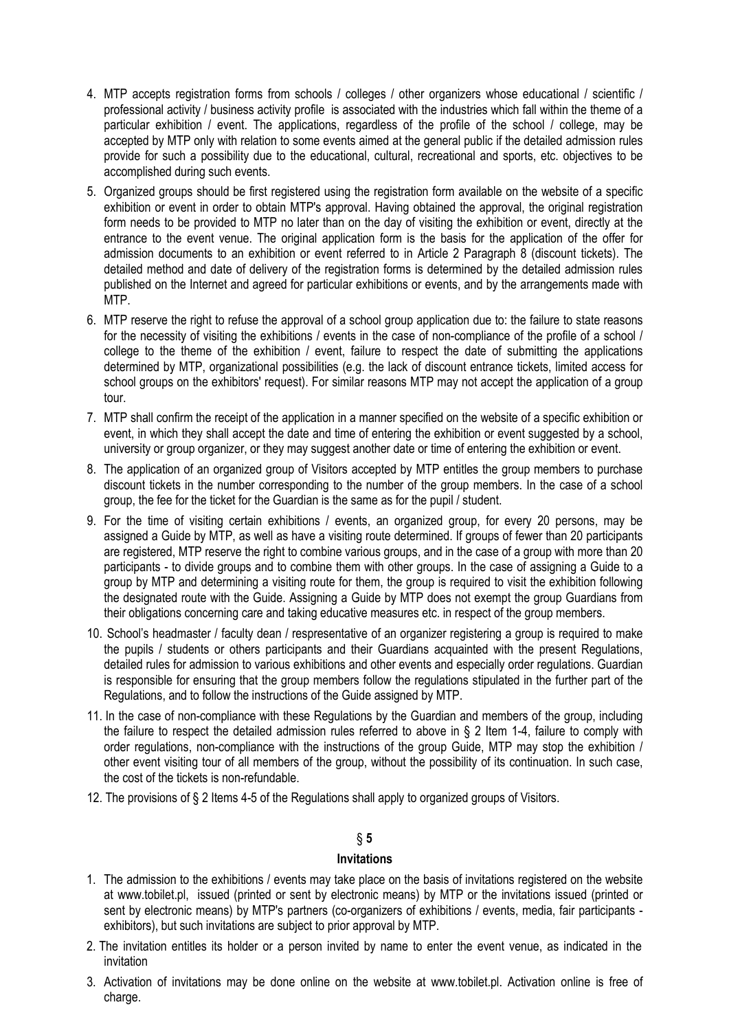4. MTP accepts registration forms from schools / colleges / other organizers whose educational / scientific / professional activity / business activity profile is associated with the industries which fall within the theme of a particular exhibition / event. The applications, regardless of the profile of the school / college, may be accepted by MTP only with relation to some events aimed at the general public if the detailed admission rules provide for such a possibility due to the educational, cultural, recreational and sports, etc. objectives to be accomplished during such events.
5. Organized groups should be first registered using the registration form available on the website of a specific exhibition or event in order to obtain MTP's approval. Having obtained the approval, the original registration form needs to be provided to MTP no later than on the day of visiting the exhibition or event, directly at the entrance to the event venue. The original application form is the basis for the application of the offer for admission documents to an exhibition or event referred to in Article 2 Paragraph 8 (discount tickets). The detailed method and date of delivery of the registration forms is determined by the detailed admission rules published on the Internet and agreed for particular exhibitions or events, and by the arrangements made with MTP.
6. MTP reserve the right to refuse the approval of a school group application due to: the failure to state reasons for the necessity of visiting the exhibitions / events in the case of non-compliance of the profile of a school / college to the theme of the exhibition / event, failure to respect the date of submitting the applications determined by MTP, organizational possibilities (e.g. the lack of discount entrance tickets, limited access for school groups on the exhibitors' request). For similar reasons MTP may not accept the application of a group tour.
7. MTP shall confirm the receipt of the application in a manner specified on the website of a specific exhibition or event, in which they shall accept the date and time of entering the exhibition or event suggested by a school, university or group organizer, or they may suggest another date or time of entering the exhibition or event.
8. The application of an organized group of Visitors accepted by MTP entitles the group members to purchase discount tickets in the number corresponding to the number of the group members. In the case of a school group, the fee for the ticket for the Guardian is the same as for the pupil / student.
9. For the time of visiting certain exhibitions / events, an organized group, for every 20 persons, may be assigned a Guide by MTP, as well as have a visiting route determined. If groups of fewer than 20 participants are registered, MTP reserve the right to combine various groups, and in the case of a group with more than 20 participants - to divide groups and to combine them with other groups. In the case of assigning a Guide to a group by MTP and determining a visiting route for them, the group is required to visit the exhibition following the designated route with the Guide. Assigning a Guide by MTP does not exempt the group Guardians from their obligations concerning care and taking educative measures etc. in respect of the group members.
10. School's headmaster / faculty dean / respresentative of an organizer registering a group is required to make the pupils / students or others participants and their Guardians acquainted with the present Regulations, detailed rules for admission to various exhibitions and other events and especially order regulations. Guardian is responsible for ensuring that the group members follow the regulations stipulated in the further part of the Regulations, and to follow the instructions of the Guide assigned by MTP.
11. In the case of non-compliance with these Regulations by the Guardian and members of the group, including the failure to respect the detailed admission rules referred to above in § 2 Item 1-4, failure to comply with order regulations, non-compliance with the instructions of the group Guide, MTP may stop the exhibition / other event visiting tour of all members of the group, without the possibility of its continuation. In such case, the cost of the tickets is non-refundable.
12. The provisions of § 2 Items 4-5 of the Regulations shall apply to organized groups of Visitors.

## § 5

### Invitations

1. The admission to the exhibitions / events may take place on the basis of invitations registered on the website at www.tobilet.pl, issued (printed or sent by electronic means) by MTP or the invitations issued (printed or sent by electronic means) by MTP's partners (co-organizers of exhibitions / events, media, fair participants - exhibitors), but such invitations are subject to prior approval by MTP.
2. The invitation entitles its holder or a person invited by name to enter the event venue, as indicated in the invitation
3. Activation of invitations may be done online on the website at www.tobilet.pl. Activation online is free of charge.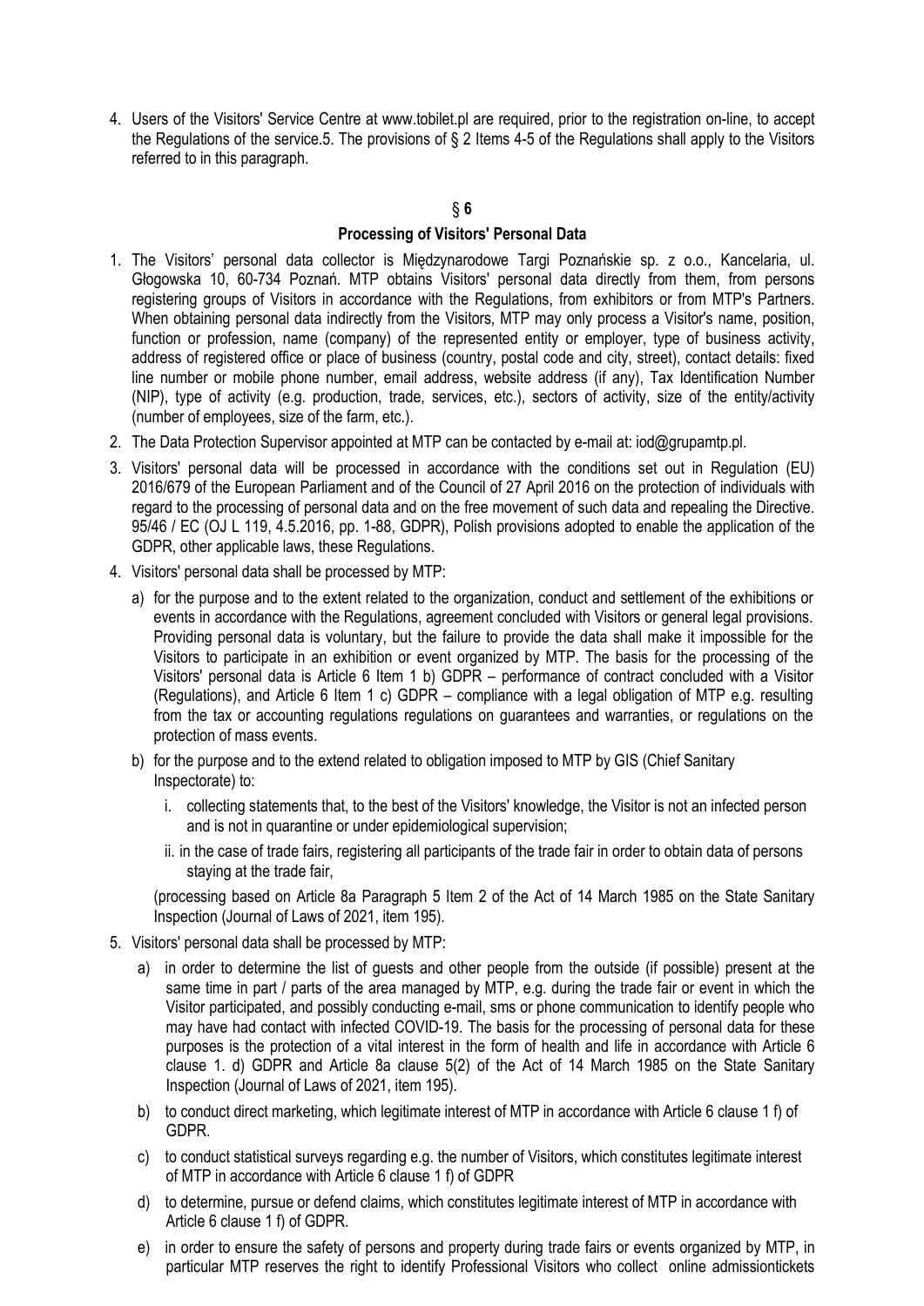4. Users of the Visitors' Service Centre at www.tobilet.pl are required, prior to the registration on-line, to accept the Regulations of the service.5. The provisions of § 2 Items 4-5 of the Regulations shall apply to the Visitors referred to in this paragraph.

## § 6

### Processing of Visitors' Personal Data

1. The Visitors' personal data collector is Międzynarodowe Targi Poznańskie sp. z o.o., Kancelaria, ul. Głogowska 10, 60-734 Poznań. MTP obtains Visitors' personal data directly from them, from persons registering groups of Visitors in accordance with the Regulations, from exhibitors or from MTP's Partners. When obtaining personal data indirectly from the Visitors, MTP may only process a Visitor's name, position, function or profession, name (company) of the represented entity or employer, type of business activity, address of registered office or place of business (country, postal code and city, street), contact details: fixed line number or mobile phone number, email address, website address (if any), Tax Identification Number (NIP), type of activity (e.g. production, trade, services, etc.), sectors of activity, size of the entity/activity (number of employees, size of the farm, etc.).
2. The Data Protection Supervisor appointed at MTP can be contacted by e-mail at: iod@grupamtp.pl.
3. Visitors' personal data will be processed in accordance with the conditions set out in Regulation (EU) 2016/679 of the European Parliament and of the Council of 27 April 2016 on the protection of individuals with regard to the processing of personal data and on the free movement of such data and repealing the Directive. 95/46 / EC (OJ L 119, 4.5.2016, pp. 1-88, GDPR), Polish provisions adopted to enable the application of the GDPR, other applicable laws, these Regulations.
4. Visitors' personal data shall be processed by MTP:
   a) for the purpose and to the extent related to the organization, conduct and settlement of the exhibitions or events in accordance with the Regulations, agreement concluded with Visitors or general legal provisions. Providing personal data is voluntary, but the failure to provide the data shall make it impossible for the Visitors to participate in an exhibition or event organized by MTP. The basis for the processing of the Visitors' personal data is Article 6 Item 1 b) GDPR – performance of contract concluded with a Visitor (Regulations), and Article 6 Item 1 c) GDPR – compliance with a legal obligation of MTP e.g. resulting from the tax or accounting regulations regulations on guarantees and warranties, or regulations on the protection of mass events.
   b) for the purpose and to the extend related to obligation imposed to MTP by GIS (Chief Sanitary Inspectorate) to:
      i. collecting statements that, to the best of the Visitors' knowledge, the Visitor is not an infected person and is not in quarantine or under epidemiological supervision;
      ii. in the case of trade fairs, registering all participants of the trade fair in order to obtain data of persons staying at the trade fair,

      (processing based on Article 8a Paragraph 5 Item 2 of the Act of 14 March 1985 on the State Sanitary Inspection (Journal of Laws of 2021, item 195).
5. Visitors' personal data shall be processed by MTP:
   a) in order to determine the list of guests and other people from the outside (if possible) present at the same time in part / parts of the area managed by MTP, e.g. during the trade fair or event in which the Visitor participated, and possibly conducting e-mail, sms or phone communication to identify people who may have had contact with infected COVID-19. The basis for the processing of personal data for these purposes is the protection of a vital interest in the form of health and life in accordance with Article 6 clause 1. d) GDPR and Article 8a clause 5(2) of the Act of 14 March 1985 on the State Sanitary Inspection (Journal of Laws of 2021, item 195).
   b) to conduct direct marketing, which legitimate interest of MTP in accordance with Article 6 clause 1 f) of GDPR.
   c) to conduct statistical surveys regarding e.g. the number of Visitors, which constitutes legitimate interest of MTP in accordance with Article 6 clause 1 f) of GDPR
   d) to determine, pursue or defend claims, which constitutes legitimate interest of MTP in accordance with Article 6 clause 1 f) of GDPR.
   e) in order to ensure the safety of persons and property during trade fairs or events organized by MTP, in particular MTP reserves the right to identify Professional Visitors who collect online admissiontickets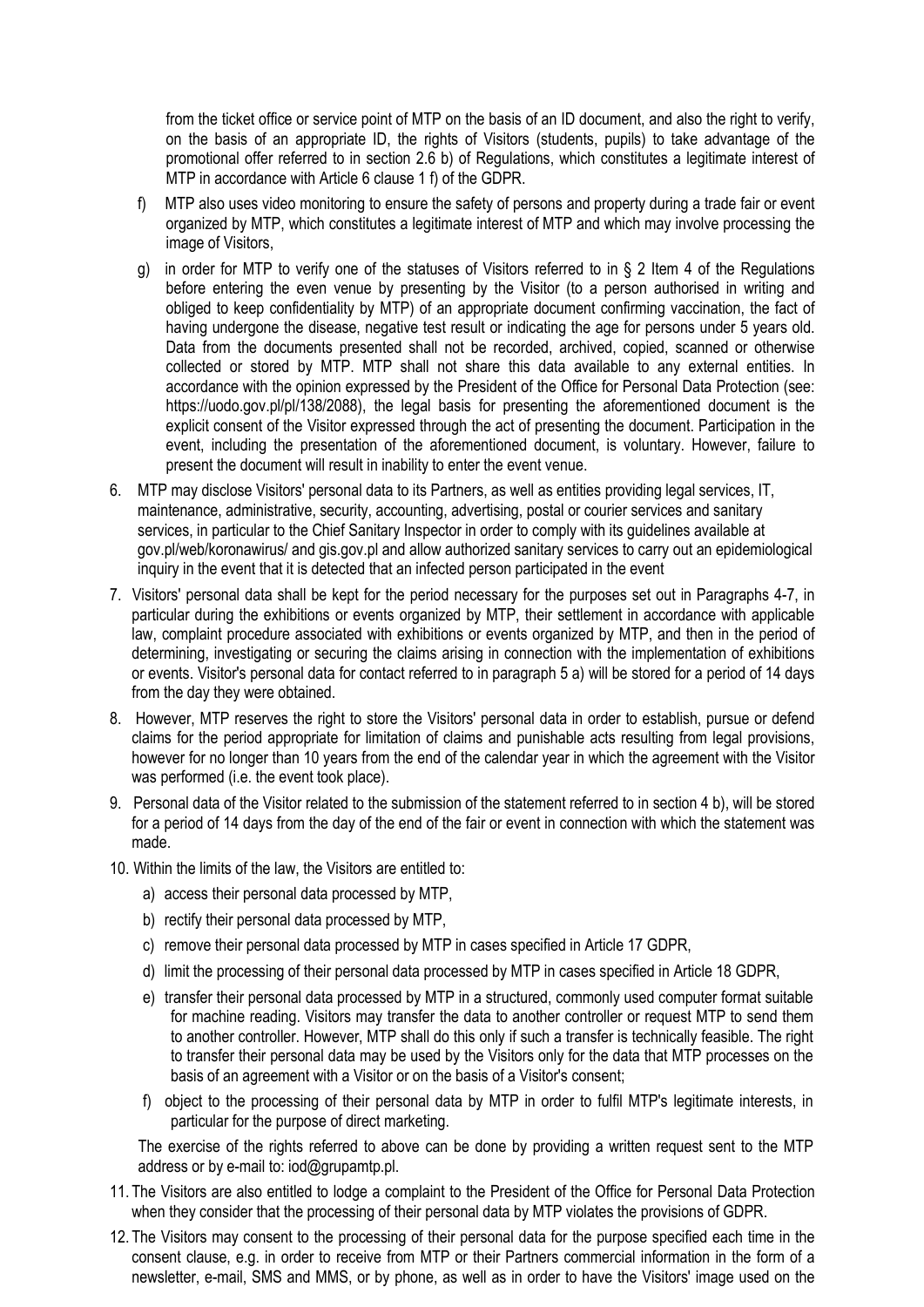from the ticket office or service point of MTP on the basis of an ID document, and also the right to verify, on the basis of an appropriate ID, the rights of Visitors (students, pupils) to take advantage of the promotional offer referred to in section 2.6 b) of Regulations, which constitutes a legitimate interest of MTP in accordance with Article 6 clause 1 f) of the GDPR.

f) MTP also uses video monitoring to ensure the safety of persons and property during a trade fair or event organized by MTP, which constitutes a legitimate interest of MTP and which may involve processing the image of Visitors,

g) in order for MTP to verify one of the statuses of Visitors referred to in § 2 Item 4 of the Regulations before entering the even venue by presenting by the Visitor (to a person authorised in writing and obliged to keep confidentiality by MTP) of an appropriate document confirming vaccination, the fact of having undergone the disease, negative test result or indicating the age for persons under 5 years old. Data from the documents presented shall not be recorded, archived, copied, scanned or otherwise collected or stored by MTP. MTP shall not share this data available to any external entities. In accordance with the opinion expressed by the President of the Office for Personal Data Protection (see: https://uodo.gov.pl/pl/138/2088), the legal basis for presenting the aforementioned document is the explicit consent of the Visitor expressed through the act of presenting the document. Participation in the event, including the presentation of the aforementioned document, is voluntary. However, failure to present the document will result in inability to enter the event venue.

6. MTP may disclose Visitors' personal data to its Partners, as well as entities providing legal services, IT, maintenance, administrative, security, accounting, advertising, postal or courier services and sanitary services, in particular to the Chief Sanitary Inspector in order to comply with its guidelines available at gov.pl/web/koronawirus/ and gis.gov.pl and allow authorized sanitary services to carry out an epidemiological inquiry in the event that it is detected that an infected person participated in the event

7. Visitors' personal data shall be kept for the period necessary for the purposes set out in Paragraphs 4-7, in particular during the exhibitions or events organized by MTP, their settlement in accordance with applicable law, complaint procedure associated with exhibitions or events organized by MTP, and then in the period of determining, investigating or securing the claims arising in connection with the implementation of exhibitions or events. Visitor's personal data for contact referred to in paragraph 5 a) will be stored for a period of 14 days from the day they were obtained.

8. However, MTP reserves the right to store the Visitors' personal data in order to establish, pursue or defend claims for the period appropriate for limitation of claims and punishable acts resulting from legal provisions, however for no longer than 10 years from the end of the calendar year in which the agreement with the Visitor was performed (i.e. the event took place).

9. Personal data of the Visitor related to the submission of the statement referred to in section 4 b), will be stored for a period of 14 days from the day of the end of the fair or event in connection with which the statement was made.

10. Within the limits of the law, the Visitors are entitled to:

    a) access their personal data processed by MTP,
    b) rectify their personal data processed by MTP,
    c) remove their personal data processed by MTP in cases specified in Article 17 GDPR,
    d) limit the processing of their personal data processed by MTP in cases specified in Article 18 GDPR,
    e) transfer their personal data processed by MTP in a structured, commonly used computer format suitable for machine reading. Visitors may transfer the data to another controller or request MTP to send them to another controller. However, MTP shall do this only if such a transfer is technically feasible. The right to transfer their personal data may be used by the Visitors only for the data that MTP processes on the basis of an agreement with a Visitor or on the basis of a Visitor's consent;
    f) object to the processing of their personal data by MTP in order to fulfil MTP's legitimate interests, in particular for the purpose of direct marketing.

    The exercise of the rights referred to above can be done by providing a written request sent to the MTP address or by e-mail to: iod@grupamtp.pl.

11. The Visitors are also entitled to lodge a complaint to the President of the Office for Personal Data Protection when they consider that the processing of their personal data by MTP violates the provisions of GDPR.

12. The Visitors may consent to the processing of their personal data for the purpose specified each time in the consent clause, e.g. in order to receive from MTP or their Partners commercial information in the form of a newsletter, e-mail, SMS and MMS, or by phone, as well as in order to have the Visitors' image used on the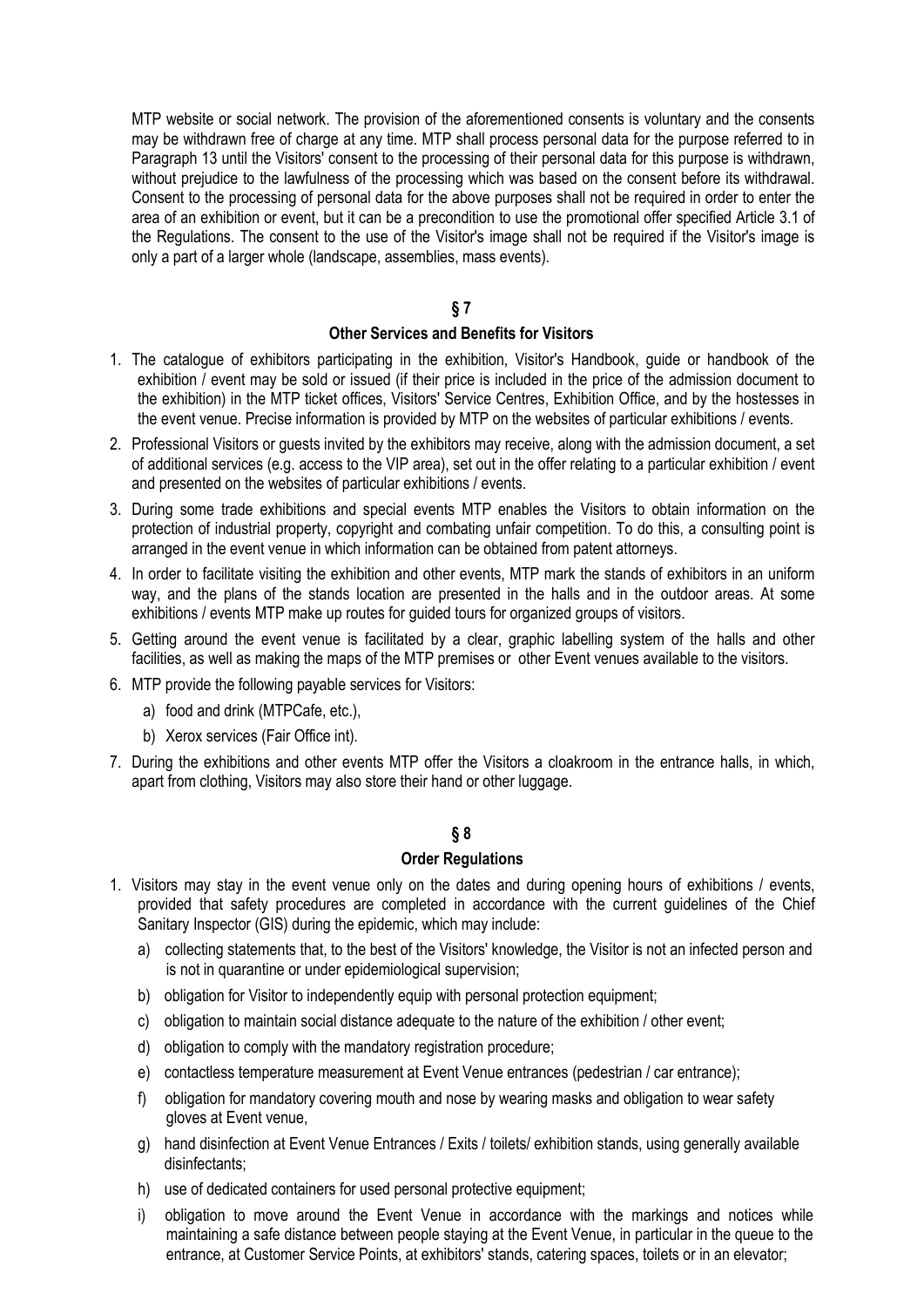MTP website or social network. The provision of the aforementioned consents is voluntary and the consents may be withdrawn free of charge at any time. MTP shall process personal data for the purpose referred to in Paragraph 13 until the Visitors' consent to the processing of their personal data for this purpose is withdrawn, without prejudice to the lawfulness of the processing which was based on the consent before its withdrawal. Consent to the processing of personal data for the above purposes shall not be required in order to enter the area of an exhibition or event, but it can be a precondition to use the promotional offer specified Article 3.1 of the Regulations. The consent to the use of the Visitor's image shall not be required if the Visitor's image is only a part of a larger whole (landscape, assemblies, mass events).

## § 7

### Other Services and Benefits for Visitors

1. The catalogue of exhibitors participating in the exhibition, Visitor's Handbook, guide or handbook of the exhibition / event may be sold or issued (if their price is included in the price of the admission document to the exhibition) in the MTP ticket offices, Visitors' Service Centres, Exhibition Office, and by the hostesses in the event venue. Precise information is provided by MTP on the websites of particular exhibitions / events.
2. Professional Visitors or guests invited by the exhibitors may receive, along with the admission document, a set of additional services (e.g. access to the VIP area), set out in the offer relating to a particular exhibition / event and presented on the websites of particular exhibitions / events.
3. During some trade exhibitions and special events MTP enables the Visitors to obtain information on the protection of industrial property, copyright and combating unfair competition. To do this, a consulting point is arranged in the event venue in which information can be obtained from patent attorneys.
4. In order to facilitate visiting the exhibition and other events, MTP mark the stands of exhibitors in an uniform way, and the plans of the stands location are presented in the halls and in the outdoor areas. At some exhibitions / events MTP make up routes for guided tours for organized groups of visitors.
5. Getting around the event venue is facilitated by a clear, graphic labelling system of the halls and other facilities, as well as making the maps of the MTP premises or other Event venues available to the visitors.
6. MTP provide the following payable services for Visitors:
   a) food and drink (MTPCafe, etc.),
   b) Xerox services (Fair Office int).
7. During the exhibitions and other events MTP offer the Visitors a cloakroom in the entrance halls, in which, apart from clothing, Visitors may also store their hand or other luggage.

## § 8

### Order Regulations

1. Visitors may stay in the event venue only on the dates and during opening hours of exhibitions / events, provided that safety procedures are completed in accordance with the current guidelines of the Chief Sanitary Inspector (GIS) during the epidemic, which may include:
   a) collecting statements that, to the best of the Visitors' knowledge, the Visitor is not an infected person and is not in quarantine or under epidemiological supervision;
   b) obligation for Visitor to independently equip with personal protection equipment;
   c) obligation to maintain social distance adequate to the nature of the exhibition / other event;
   d) obligation to comply with the mandatory registration procedure;
   e) contactless temperature measurement at Event Venue entrances (pedestrian / car entrance);
   f) obligation for mandatory covering mouth and nose by wearing masks and obligation to wear safety gloves at Event venue,
   g) hand disinfection at Event Venue Entrances / Exits / toilets/ exhibition stands, using generally available disinfectants;
   h) use of dedicated containers for used personal protective equipment;
   i) obligation to move around the Event Venue in accordance with the markings and notices while maintaining a safe distance between people staying at the Event Venue, in particular in the queue to the entrance, at Customer Service Points, at exhibitors' stands, catering spaces, toilets or in an elevator;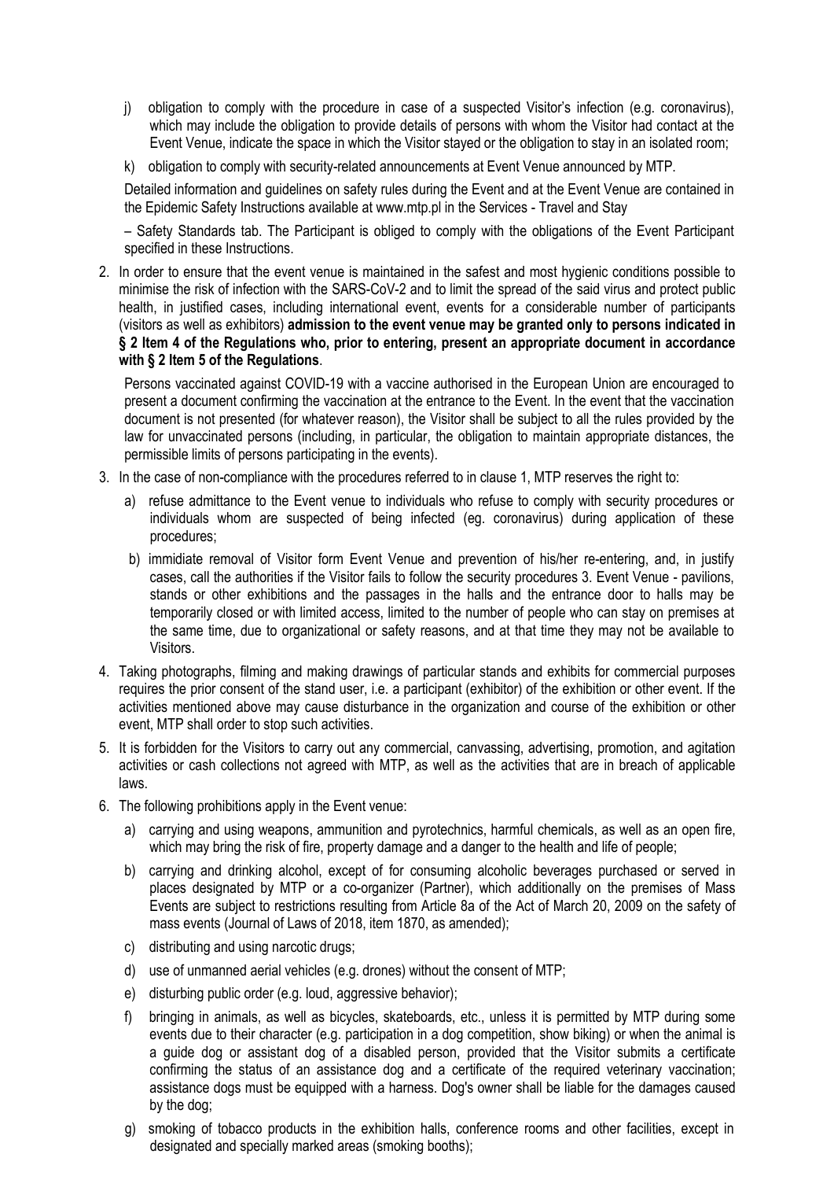j) obligation to comply with the procedure in case of a suspected Visitor's infection (e.g. coronavirus), which may include the obligation to provide details of persons with whom the Visitor had contact at the Event Venue, indicate the space in which the Visitor stayed or the obligation to stay in an isolated room;

k) obligation to comply with security-related announcements at Event Venue announced by MTP.

Detailed information and guidelines on safety rules during the Event and at the Event Venue are contained in the Epidemic Safety Instructions available at www.mtp.pl in the Services - Travel and Stay

– Safety Standards tab. The Participant is obliged to comply with the obligations of the Event Participant specified in these Instructions.

2. In order to ensure that the event venue is maintained in the safest and most hygienic conditions possible to minimise the risk of infection with the SARS-CoV-2 and to limit the spread of the said virus and protect public health, in justified cases, including international event, events for a considerable number of participants (visitors as well as exhibitors) **admission to the event venue may be granted only to persons indicated in § 2 Item 4 of the Regulations who, prior to entering, present an appropriate document in accordance with § 2 Item 5 of the Regulations**.

   Persons vaccinated against COVID-19 with a vaccine authorised in the European Union are encouraged to present a document confirming the vaccination at the entrance to the Event. In the event that the vaccination document is not presented (for whatever reason), the Visitor shall be subject to all the rules provided by the law for unvaccinated persons (including, in particular, the obligation to maintain appropriate distances, the permissible limits of persons participating in the events).

3. In the case of non-compliance with the procedures referred to in clause 1, MTP reserves the right to:
   a) refuse admittance to the Event venue to individuals who refuse to comply with security procedures or individuals whom are suspected of being infected (eg. coronavirus) during application of these procedures;
   b) immidiate removal of Visitor form Event Venue and prevention of his/her re-entering, and, in justify cases, call the authorities if the Visitor fails to follow the security procedures 3. Event Venue - pavilions, stands or other exhibitions and the passages in the halls and the entrance door to halls may be temporarily closed or with limited access, limited to the number of people who can stay on premises at the same time, due to organizational or safety reasons, and at that time they may not be available to Visitors.

4. Taking photographs, filming and making drawings of particular stands and exhibits for commercial purposes requires the prior consent of the stand user, i.e. a participant (exhibitor) of the exhibition or other event. If the activities mentioned above may cause disturbance in the organization and course of the exhibition or other event, MTP shall order to stop such activities.

5. It is forbidden for the Visitors to carry out any commercial, canvassing, advertising, promotion, and agitation activities or cash collections not agreed with MTP, as well as the activities that are in breach of applicable laws.

6. The following prohibitions apply in the Event venue:
   a) carrying and using weapons, ammunition and pyrotechnics, harmful chemicals, as well as an open fire, which may bring the risk of fire, property damage and a danger to the health and life of people;
   b) carrying and drinking alcohol, except of for consuming alcoholic beverages purchased or served in places designated by MTP or a co-organizer (Partner), which additionally on the premises of Mass Events are subject to restrictions resulting from Article 8a of the Act of March 20, 2009 on the safety of mass events (Journal of Laws of 2018, item 1870, as amended);
   c) distributing and using narcotic drugs;
   d) use of unmanned aerial vehicles (e.g. drones) without the consent of MTP;
   e) disturbing public order (e.g. loud, aggressive behavior);
   f) bringing in animals, as well as bicycles, skateboards, etc., unless it is permitted by MTP during some events due to their character (e.g. participation in a dog competition, show biking) or when the animal is a guide dog or assistant dog of a disabled person, provided that the Visitor submits a certificate confirming the status of an assistance dog and a certificate of the required veterinary vaccination; assistance dogs must be equipped with a harness. Dog's owner shall be liable for the damages caused by the dog;
   g) smoking of tobacco products in the exhibition halls, conference rooms and other facilities, except in designated and specially marked areas (smoking booths);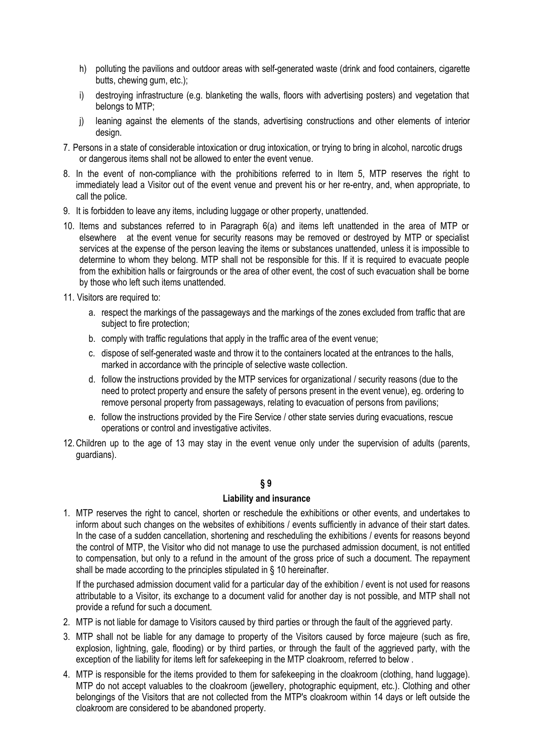h) polluting the pavilions and outdoor areas with self-generated waste (drink and food containers, cigarette butts, chewing gum, etc.);

i) destroying infrastructure (e.g. blanketing the walls, floors with advertising posters) and vegetation that belongs to MTP;

j) leaning against the elements of the stands, advertising constructions and other elements of interior design.

7. Persons in a state of considerable intoxication or drug intoxication, or trying to bring in alcohol, narcotic drugs or dangerous items shall not be allowed to enter the event venue.
8. In the event of non-compliance with the prohibitions referred to in Item 5, MTP reserves the right to immediately lead a Visitor out of the event venue and prevent his or her re-entry, and, when appropriate, to call the police.
9. It is forbidden to leave any items, including luggage or other property, unattended.
10. Items and substances referred to in Paragraph 6(a) and items left unattended in the area of MTP or elsewhere at the event venue for security reasons may be removed or destroyed by MTP or specialist services at the expense of the person leaving the items or substances unattended, unless it is impossible to determine to whom they belong. MTP shall not be responsible for this. If it is required to evacuate people from the exhibition halls or fairgrounds or the area of other event, the cost of such evacuation shall be borne by those who left such items unattended.
11. Visitors are required to:
    a. respect the markings of the passageways and the markings of the zones excluded from traffic that are subject to fire protection;
    b. comply with traffic regulations that apply in the traffic area of the event venue;
    c. dispose of self-generated waste and throw it to the containers located at the entrances to the halls, marked in accordance with the principle of selective waste collection.
    d. follow the instructions provided by the MTP services for organizational / security reasons (due to the need to protect property and ensure the safety of persons present in the event venue), eg. ordering to remove personal property from passageways, relating to evacuation of persons from pavilions;
    e. follow the instructions provided by the Fire Service / other state servies during evacuations, rescue operations or control and investigative activites.
12. Children up to the age of 13 may stay in the event venue only under the supervision of adults (parents, guardians).

## § 9

### Liability and insurance

1. MTP reserves the right to cancel, shorten or reschedule the exhibitions or other events, and undertakes to inform about such changes on the websites of exhibitions / events sufficiently in advance of their start dates. In the case of a sudden cancellation, shortening and rescheduling the exhibitions / events for reasons beyond the control of MTP, the Visitor who did not manage to use the purchased admission document, is not entitled to compensation, but only to a refund in the amount of the gross price of such a document. The repayment shall be made according to the principles stipulated in § 10 hereinafter.

   If the purchased admission document valid for a particular day of the exhibition / event is not used for reasons attributable to a Visitor, its exchange to a document valid for another day is not possible, and MTP shall not provide a refund for such a document.
2. MTP is not liable for damage to Visitors caused by third parties or through the fault of the aggrieved party.
3. MTP shall not be liable for any damage to property of the Visitors caused by force majeure (such as fire, explosion, lightning, gale, flooding) or by third parties, or through the fault of the aggrieved party, with the exception of the liability for items left for safekeeping in the MTP cloakroom, referred to below .
4. MTP is responsible for the items provided to them for safekeeping in the cloakroom (clothing, hand luggage). MTP do not accept valuables to the cloakroom (jewellery, photographic equipment, etc.). Clothing and other belongings of the Visitors that are not collected from the MTP's cloakroom within 14 days or left outside the cloakroom are considered to be abandoned property.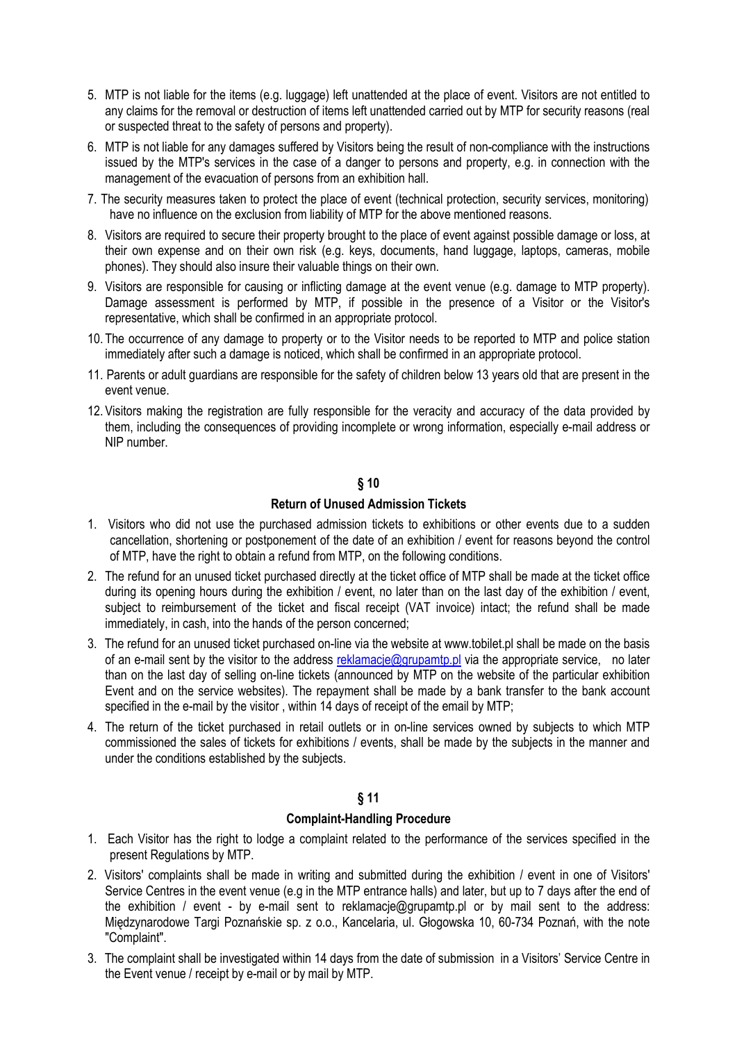5. MTP is not liable for the items (e.g. luggage) left unattended at the place of event. Visitors are not entitled to any claims for the removal or destruction of items left unattended carried out by MTP for security reasons (real or suspected threat to the safety of persons and property).
6. MTP is not liable for any damages suffered by Visitors being the result of non-compliance with the instructions issued by the MTP's services in the case of a danger to persons and property, e.g. in connection with the management of the evacuation of persons from an exhibition hall.
7. The security measures taken to protect the place of event (technical protection, security services, monitoring) have no influence on the exclusion from liability of MTP for the above mentioned reasons.
8. Visitors are required to secure their property brought to the place of event against possible damage or loss, at their own expense and on their own risk (e.g. keys, documents, hand luggage, laptops, cameras, mobile phones). They should also insure their valuable things on their own.
9. Visitors are responsible for causing or inflicting damage at the event venue (e.g. damage to MTP property). Damage assessment is performed by MTP, if possible in the presence of a Visitor or the Visitor's representative, which shall be confirmed in an appropriate protocol.
10. The occurrence of any damage to property or to the Visitor needs to be reported to MTP and police station immediately after such a damage is noticed, which shall be confirmed in an appropriate protocol.
11. Parents or adult guardians are responsible for the safety of children below 13 years old that are present in the event venue.
12. Visitors making the registration are fully responsible for the veracity and accuracy of the data provided by them, including the consequences of providing incomplete or wrong information, especially e-mail address or NIP number.

## § 10

### Return of Unused Admission Tickets

1. Visitors who did not use the purchased admission tickets to exhibitions or other events due to a sudden cancellation, shortening or postponement of the date of an exhibition / event for reasons beyond the control of MTP, have the right to obtain a refund from MTP, on the following conditions.
2. The refund for an unused ticket purchased directly at the ticket office of MTP shall be made at the ticket office during its opening hours during the exhibition / event, no later than on the last day of the exhibition / event, subject to reimbursement of the ticket and fiscal receipt (VAT invoice) intact; the refund shall be made immediately, in cash, into the hands of the person concerned;
3. The refund for an unused ticket purchased on-line via the website at www.tobilet.pl shall be made on the basis of an e-mail sent by the visitor to the address reklamacje@grupamtp.pl via the appropriate service, no later than on the last day of selling on-line tickets (announced by MTP on the website of the particular exhibition Event and on the service websites). The repayment shall be made by a bank transfer to the bank account specified in the e-mail by the visitor , within 14 days of receipt of the email by MTP;
4. The return of the ticket purchased in retail outlets or in on-line services owned by subjects to which MTP commissioned the sales of tickets for exhibitions / events, shall be made by the subjects in the manner and under the conditions established by the subjects.

## § 11

### Complaint-Handling Procedure

1. Each Visitor has the right to lodge a complaint related to the performance of the services specified in the present Regulations by MTP.
2. Visitors' complaints shall be made in writing and submitted during the exhibition / event in one of Visitors' Service Centres in the event venue (e.g in the MTP entrance halls) and later, but up to 7 days after the end of the exhibition / event - by e-mail sent to reklamacje@grupamtp.pl or by mail sent to the address: Międzynarodowe Targi Poznańskie sp. z o.o., Kancelaria, ul. Głogowska 10, 60-734 Poznań, with the note "Complaint".
3. The complaint shall be investigated within 14 days from the date of submission in a Visitors' Service Centre in the Event venue / receipt by e-mail or by mail by MTP.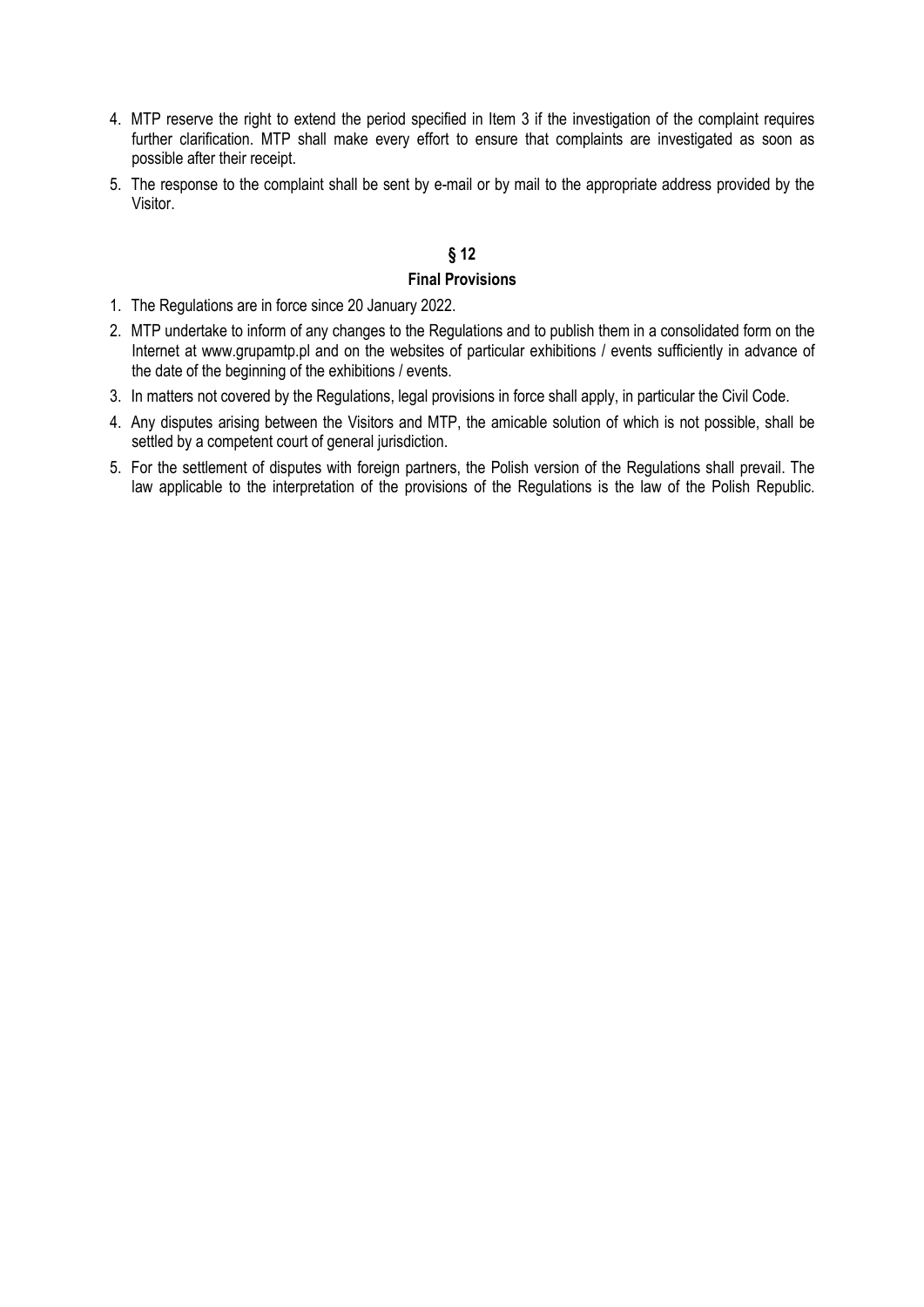4. MTP reserve the right to extend the period specified in Item 3 if the investigation of the complaint requires further clarification. MTP shall make every effort to ensure that complaints are investigated as soon as possible after their receipt.
5. The response to the complaint shall be sent by e-mail or by mail to the appropriate address provided by the Visitor.

## § 12

## Final Provisions

1. The Regulations are in force since 20 January 2022.
2. MTP undertake to inform of any changes to the Regulations and to publish them in a consolidated form on the Internet at www.grupamtp.pl and on the websites of particular exhibitions / events sufficiently in advance of the date of the beginning of the exhibitions / events.
3. In matters not covered by the Regulations, legal provisions in force shall apply, in particular the Civil Code.
4. Any disputes arising between the Visitors and MTP, the amicable solution of which is not possible, shall be settled by a competent court of general jurisdiction.
5. For the settlement of disputes with foreign partners, the Polish version of the Regulations shall prevail. The law applicable to the interpretation of the provisions of the Regulations is the law of the Polish Republic.